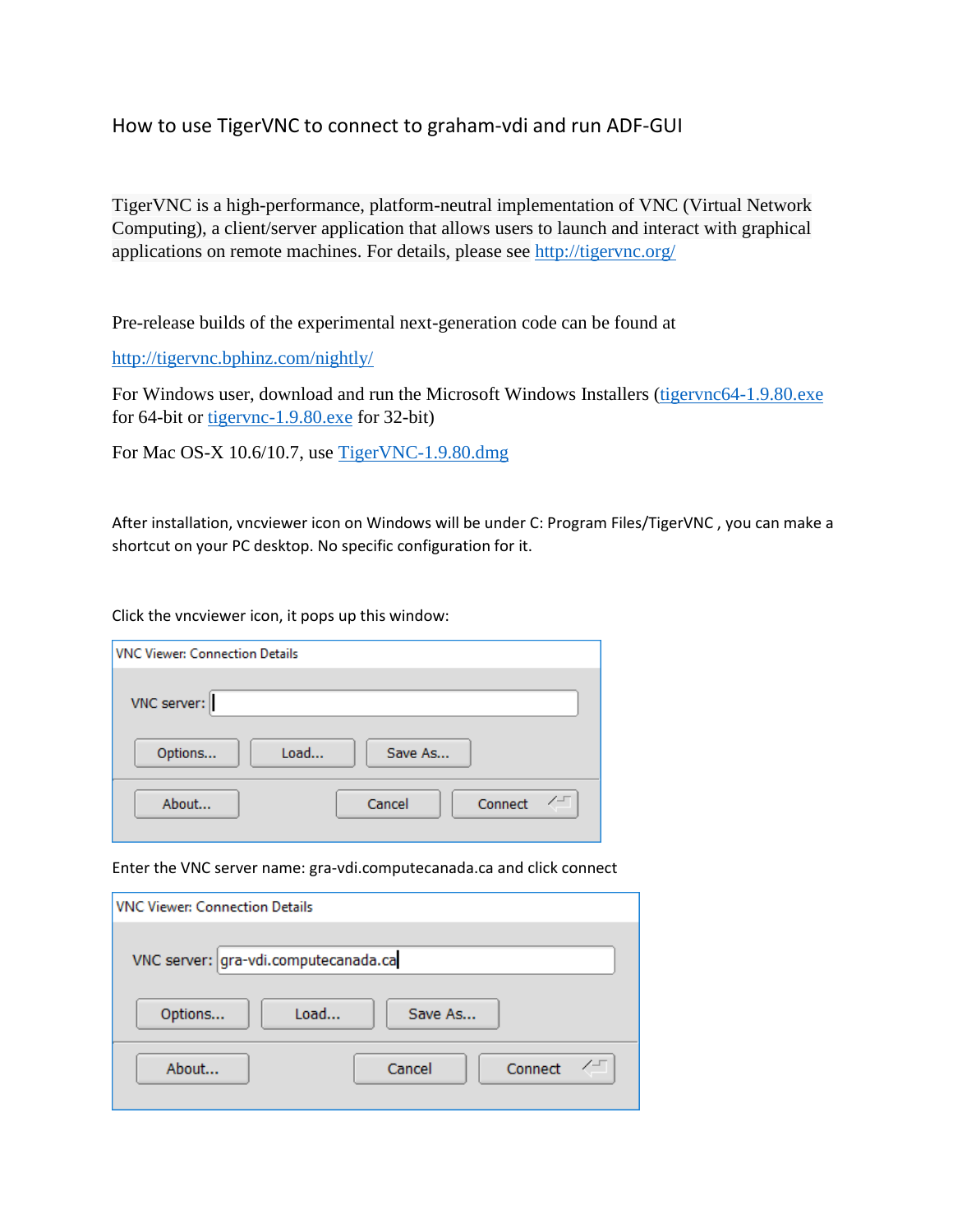# How to use TigerVNC to connect to graham-vdi and run ADF-GUI

TigerVNC is a high-performance, platform-neutral implementation of VNC (Virtual Network Computing), a client/server application that allows users to launch and interact with graphical applications on remote machines. For details, please see http://tigervnc.org/

Pre-release builds of the experimental next-generation code can be found at

http://tigervnc.bphinz.com/nightly/

For Windows user, download and run the Microsoft Windows Installers (tigervnc64-1.9.80.exe for 64-bit or tigervnc-1.9.80.exe for 32-bit)

For Mac OS-X 10.6/10.7, use TigerVNC-1.9.80.dmg

After installation, vncviewer icon on Windows will be under C: Program Files/TigerVNC , you can make a shortcut on your PC desktop. No specific configuration for it.

Click the vncviewer icon, it pops up this window:

VNC Viewer: Connection Details

VNC server:

Options... Load... Save As...

About... Cancel Connect

Enter the VNC server name: gra-vdi.computecanada.ca and click connect

VNC Viewer: Connection Details

VNC server: gra-vdi.computecanada.ca

Options... Load... Save As...

About... Cancel Connect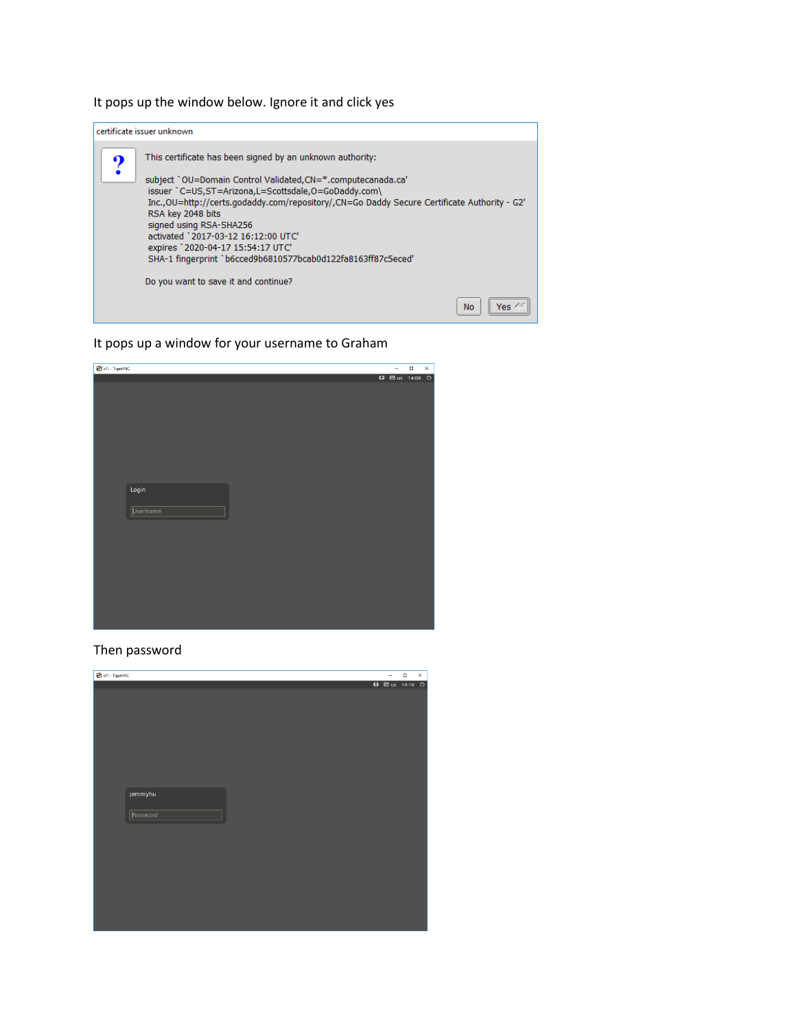It pops up the window below. Ignore it and click yes

certificate issuer unknown

This certificate has been signed by an unknown authority:

subject `OU=Domain Control Validated,CN=*.computecanada.ca'
issuer `C=US,ST=Arizona,L=Scottsdale,O=GoDaddy.com\
Inc.,OU=http://certs.godaddy.com/repository/,CN=Go Daddy Secure Certificate Authority - G2'
RSA key 2048 bits
signed using RSA-SHA256
activated `2017-03-12 16:12:00 UTC'
expires `2020-04-17 15:54:17 UTC'
SHA-1 fingerprint `b6cced9b6810577bcab0d122fa8163ff87c5eced'

Do you want to save it and continue?

No | Yes

It pops up a window for your username to Graham

x11 - TigerVNC

Login

Username

Then password

x11 - TigerVNC

jemmyhu

Password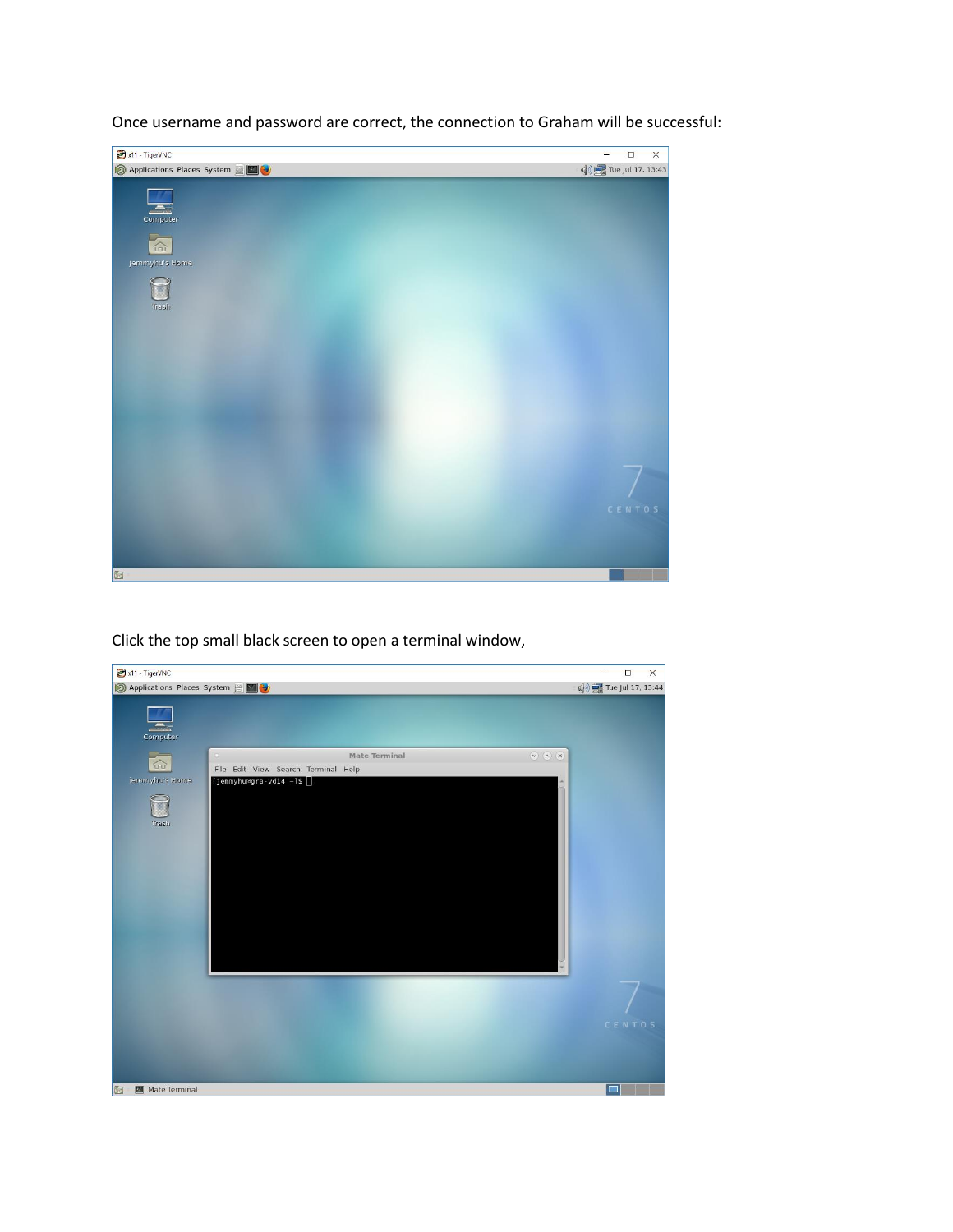Once username and password are correct, the connection to Graham will be successful:

Click the top small black screen to open a terminal window,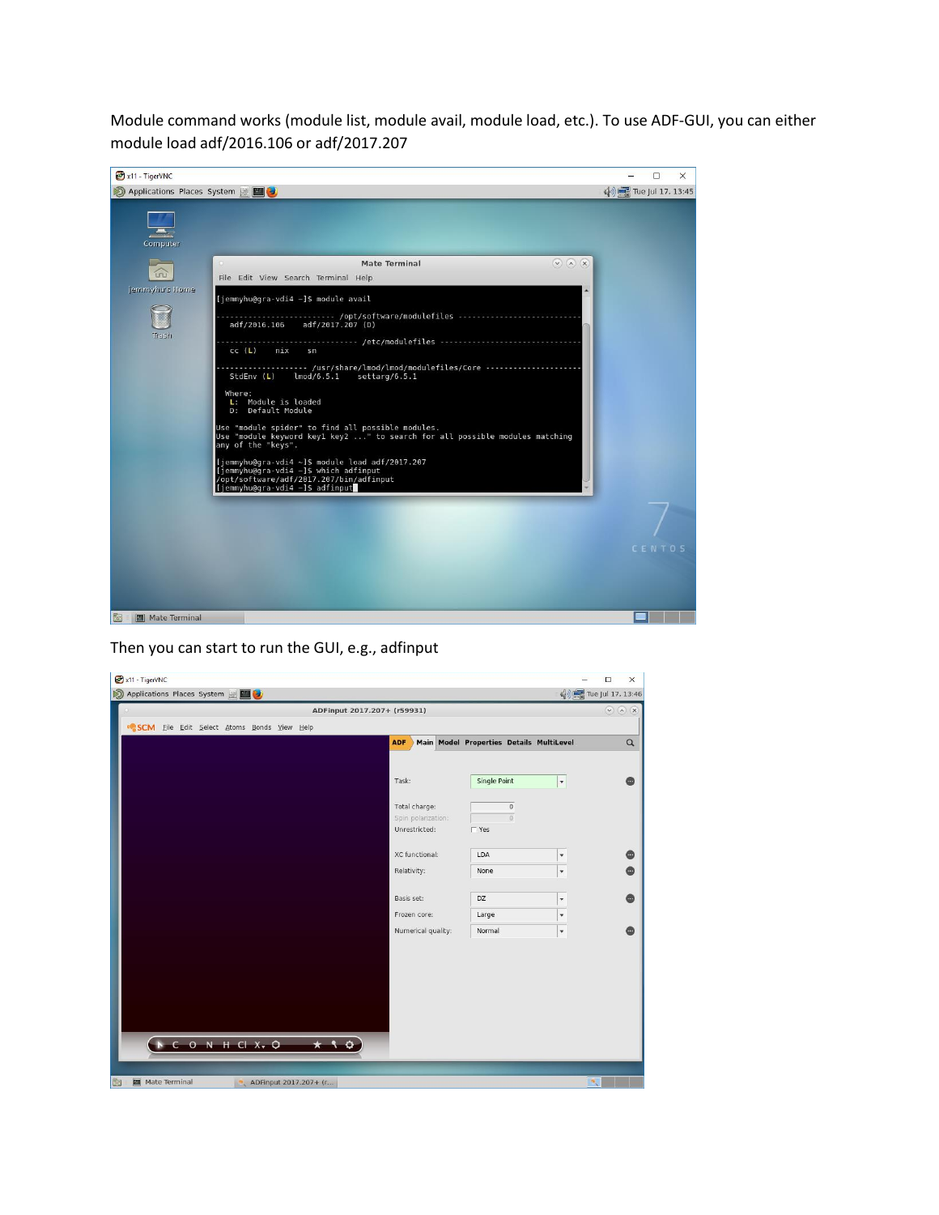Module command works (module list, module avail, module load, etc.). To use ADF-GUI, you can either module load adf/2016.106 or adf/2017.207

Then you can start to run the GUI, e.g., adfinput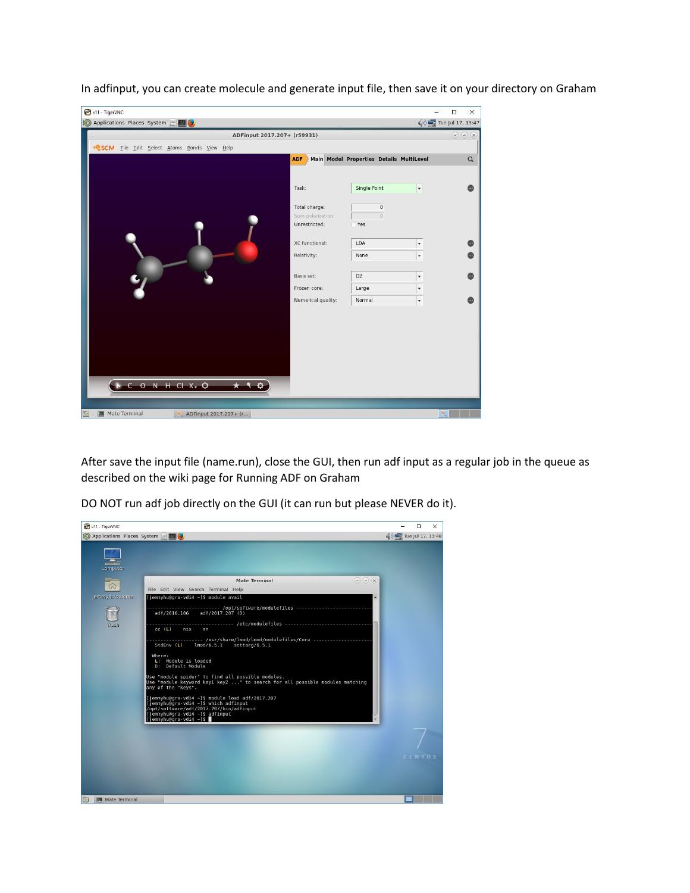In adfinput, you can create molecule and generate input file, then save it on your directory on Graham

After save the input file (name.run), close the GUI, then run adf input as a regular job in the queue as described on the wiki page for Running ADF on Graham

DO NOT run adf job directly on the GUI (it can run but please NEVER do it).